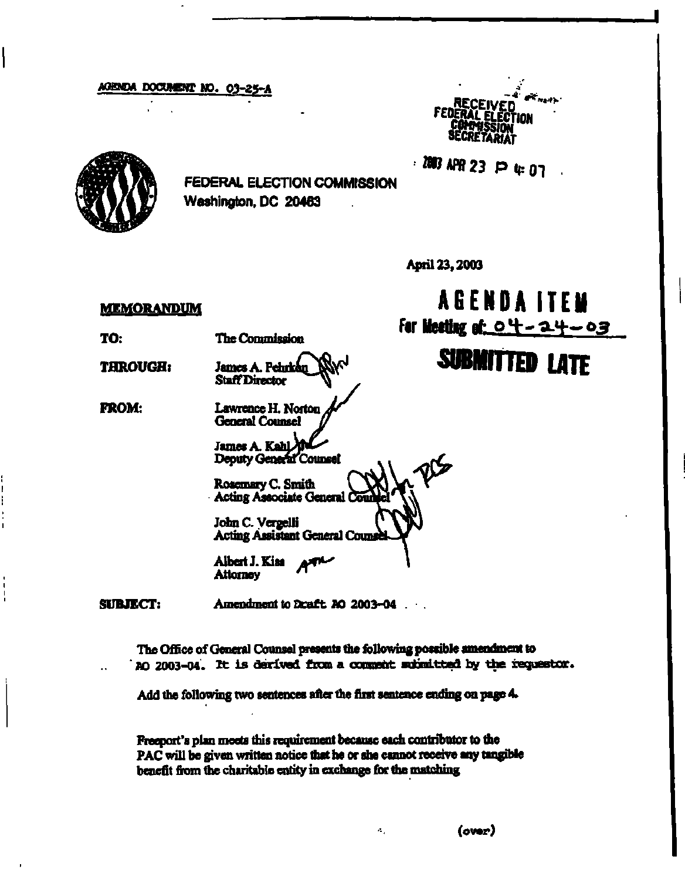AGENDA DOCUMENT NO. 03-25-A

RECEIVED
FEDERAL ELECTION
COMMISSION
SECRETARIAT

2003 APR 23 P 4: 07

FEDERAL ELECTION COMMISSION
Washington, DC 20463

April 23, 2003

**AGENDA ITEM**
**For Meeting of: 04-24-03**

**SUBMITTED LATE**

**MEMORANDUM**

**TO:** The Commission

**THROUGH:** James A. Pehrkon
Staff Director

**FROM:** Lawrence H. Norton
General Counsel

James A. Kahl
Deputy General Counsel

Rosemary C. Smith
Acting Associate General Counsel

John C. Vergelli
Acting Assistant General Counsel

Albert J. Kiss
Attorney

**SUBJECT:** Amendment to Draft AO 2003-04

The Office of General Counsel presents the following possible amendment to AO 2003-04. It is derived from a comment submitted by the requestor.

Add the following two sentences after the first sentence ending on page 4.

Freeport's plan meets this requirement because each contributor to the PAC will be given written notice that he or she cannot receive any tangible benefit from the charitable entity in exchange for the matching

(over)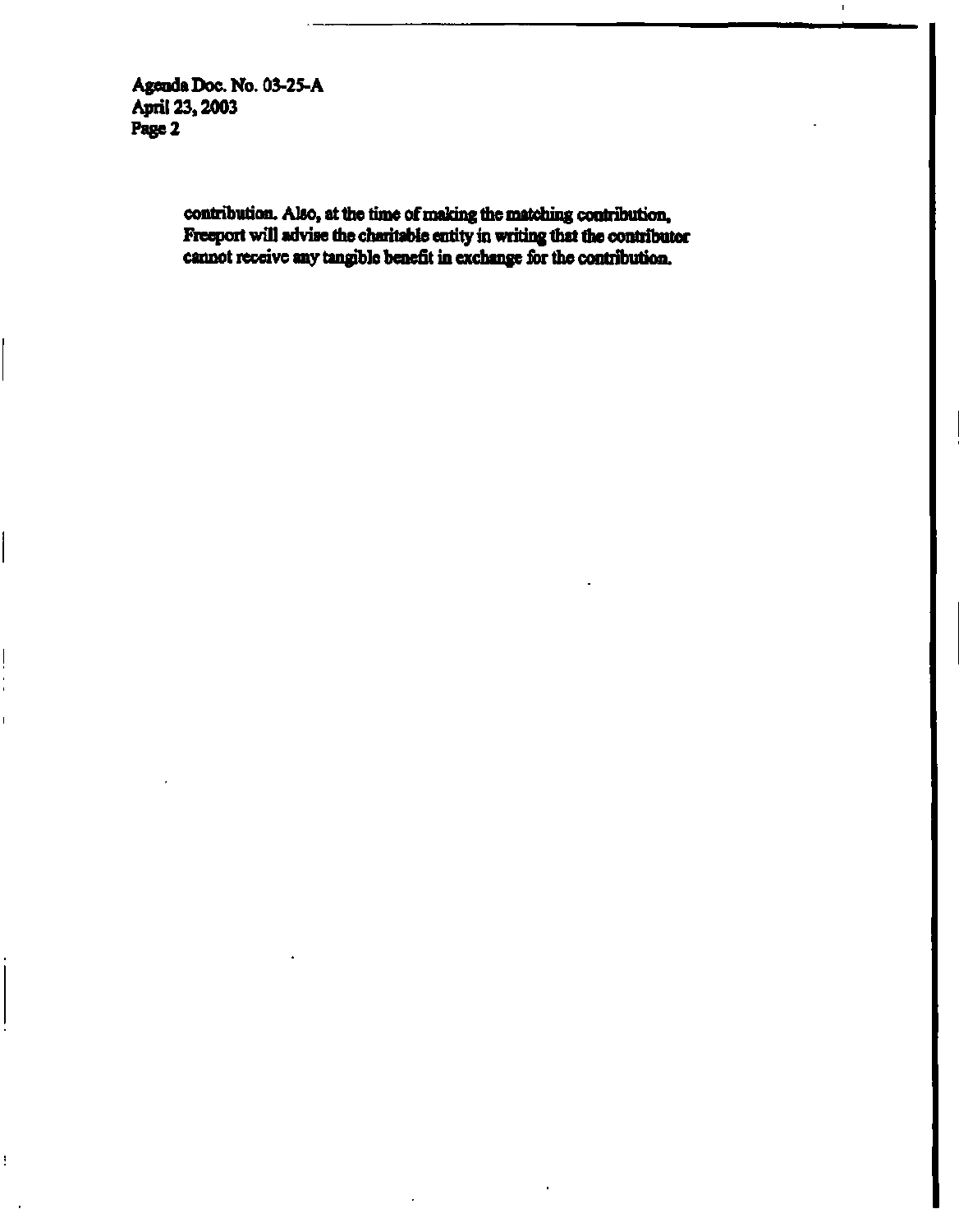contribution. Also, at the time of making the matching contribution, Freeport will advise the charitable entity in writing that the contributor cannot receive any tangible benefit in exchange for the contribution.